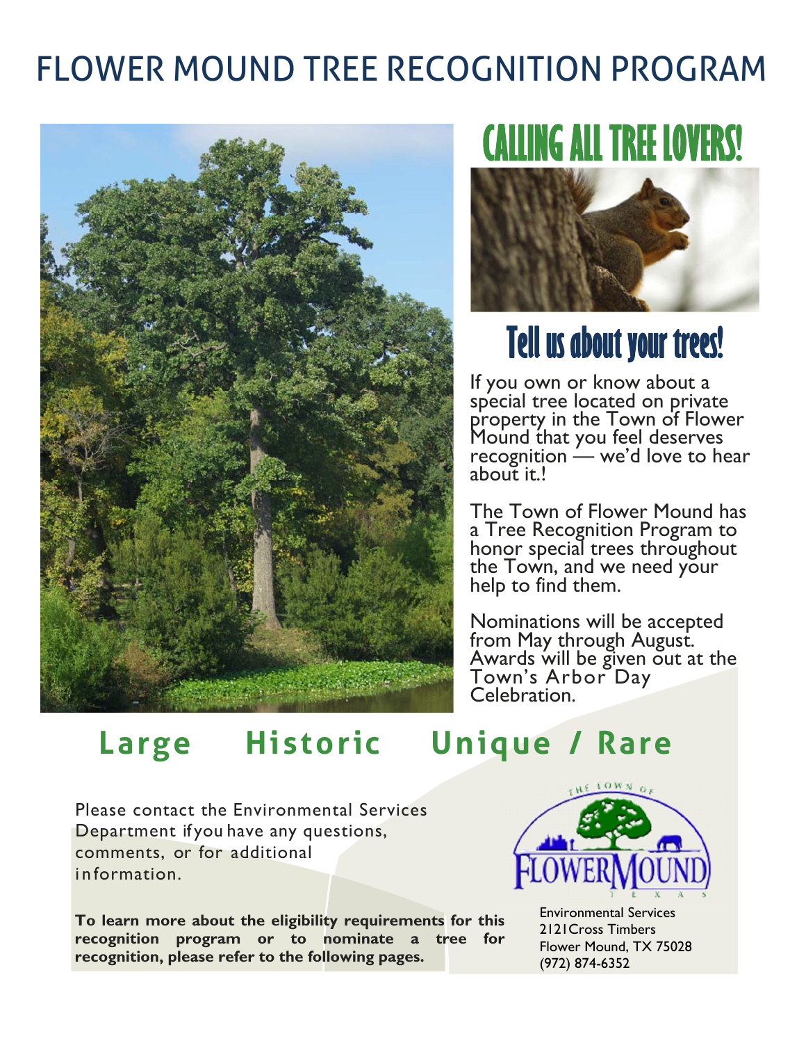# FLOWER MOUND TREE RECOGNITION PROGRAM

## CALLING ALL TREE LOVERS!

## Tell us about your trees!

If you own or know about a special tree located on private property in the Town of Flower Mound that you feel deserves recognition — we'd love to hear about it.!

The Town of Flower Mound has a Tree Recognition Program to honor special trees throughout the Town, and we need your help to find them.

Nominations will be accepted from May through August. Awards will be given out at the Town's Arbor Day Celebration.

## Large Historic Unique / Rare

Please contact the Environmental Services Department if you have any questions, comments, or for additional information.

**To learn more about the eligibility requirements for this recognition program or to nominate a tree for recognition, please refer to the following pages.**

THE TOWN OF FLOWER MOUND TEXAS

Environmental Services
2121Cross Timbers
Flower Mound, TX 75028
(972) 874-6352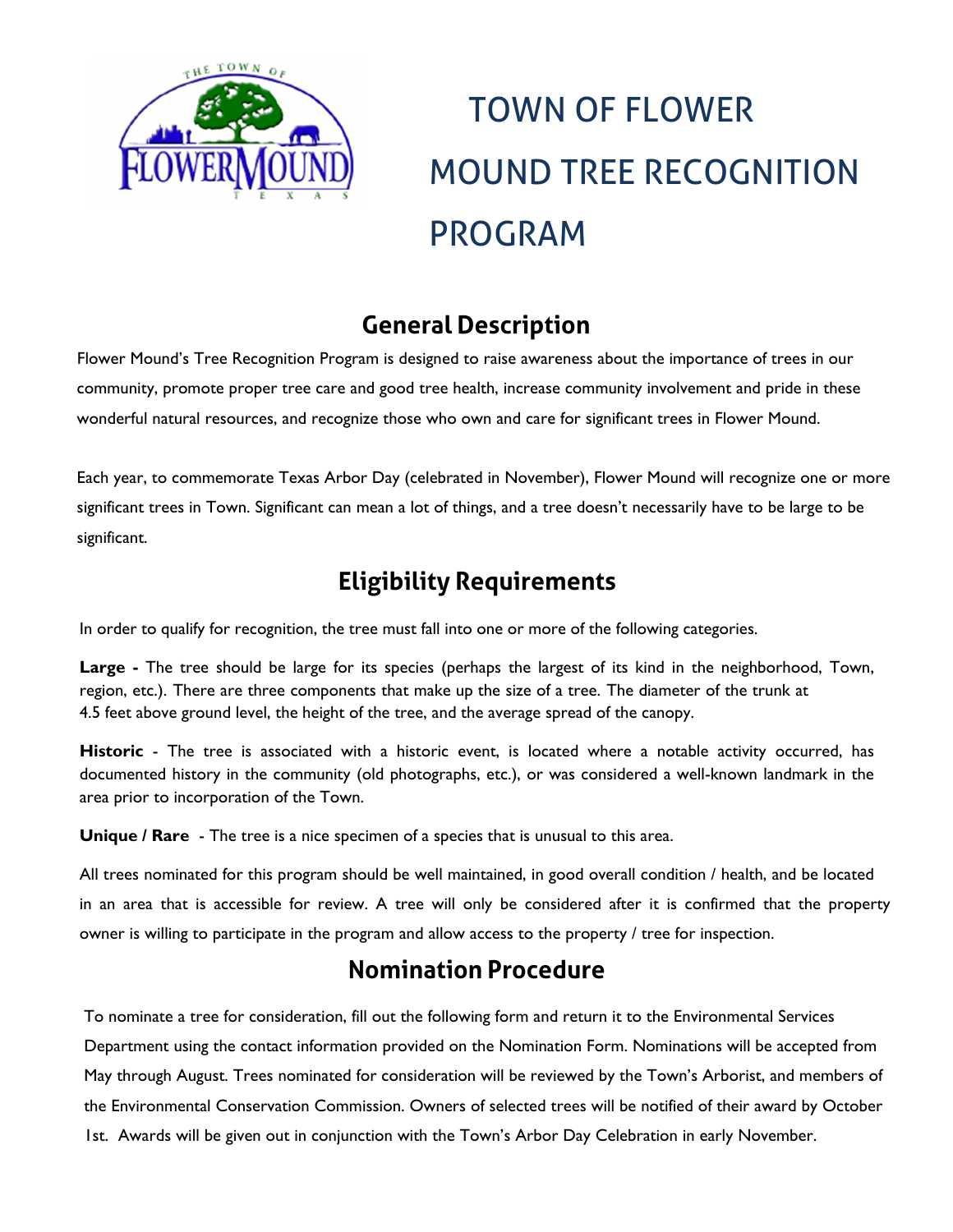# TOWN OF FLOWER MOUND TREE RECOGNITION PROGRAM

## General Description

Flower Mound's Tree Recognition Program is designed to raise awareness about the importance of trees in our community, promote proper tree care and good tree health, increase community involvement and pride in these wonderful natural resources, and recognize those who own and care for significant trees in Flower Mound.

Each year, to commemorate Texas Arbor Day (celebrated in November), Flower Mound will recognize one or more significant trees in Town. Significant can mean a lot of things, and a tree doesn't necessarily have to be large to be significant.

## Eligibility Requirements

In order to qualify for recognition, the tree must fall into one or more of the following categories.

**Large -** The tree should be large for its species (perhaps the largest of its kind in the neighborhood, Town, region, etc.). There are three components that make up the size of a tree. The diameter of the trunk at 4.5 feet above ground level, the height of the tree, and the average spread of the canopy.

**Historic** - The tree is associated with a historic event, is located where a notable activity occurred, has documented history in the community (old photographs, etc.), or was considered a well-known landmark in the area prior to incorporation of the Town.

**Unique / Rare** - The tree is a nice specimen of a species that is unusual to this area.

All trees nominated for this program should be well maintained, in good overall condition / health, and be located in an area that is accessible for review. A tree will only be considered after it is confirmed that the property owner is willing to participate in the program and allow access to the property / tree for inspection.

## Nomination Procedure

To nominate a tree for consideration, fill out the following form and return it to the Environmental Services Department using the contact information provided on the Nomination Form. Nominations will be accepted from May through August. Trees nominated for consideration will be reviewed by the Town's Arborist, and members of the Environmental Conservation Commission. Owners of selected trees will be notified of their award by October 1st. Awards will be given out in conjunction with the Town's Arbor Day Celebration in early November.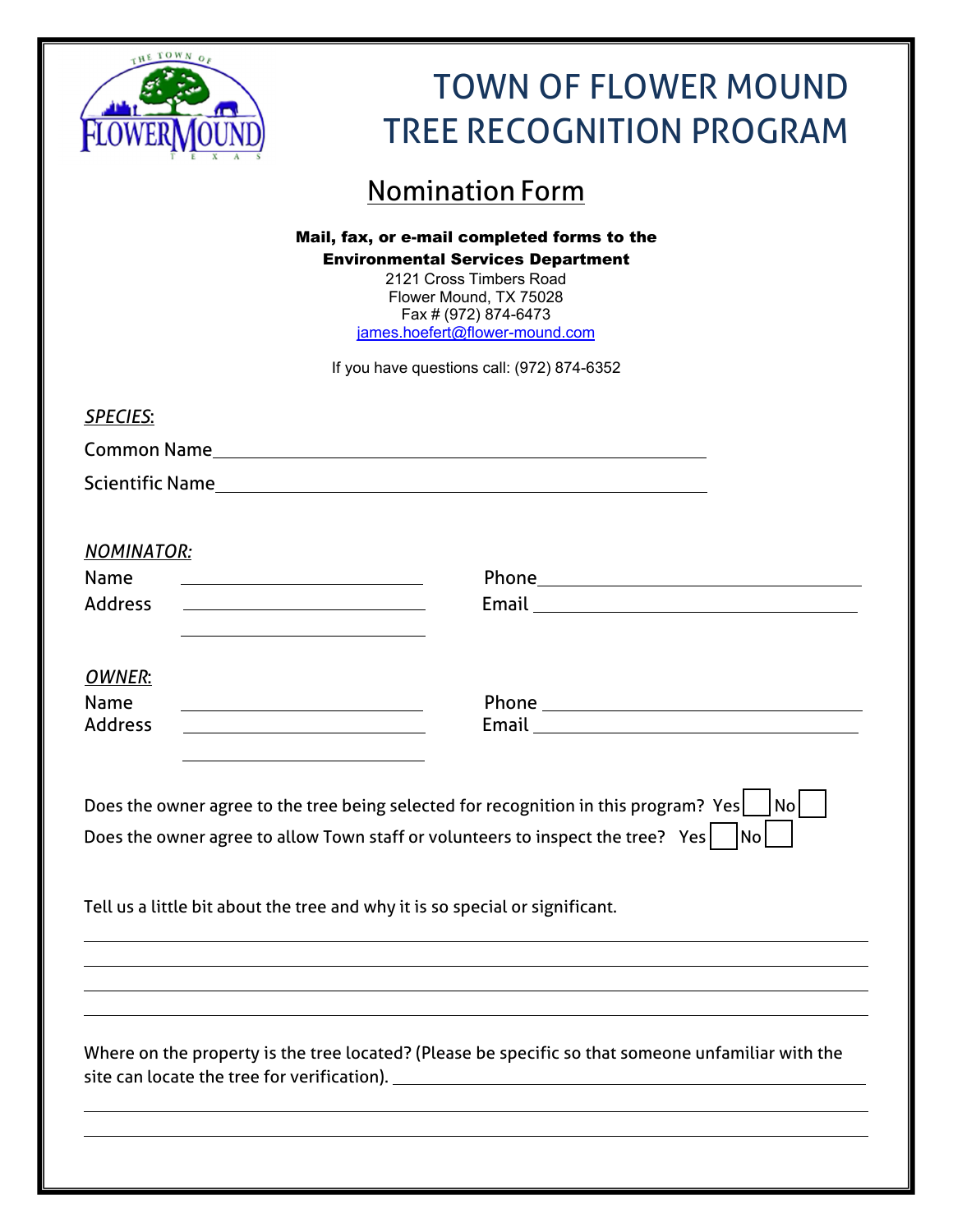# TOWN OF FLOWER MOUND TREE RECOGNITION PROGRAM

## Nomination Form

**Mail, fax, or e-mail completed forms to the Environmental Services Department**

2121 Cross Timbers Road
Flower Mound, TX 75028
Fax # (972) 874-6473
james.hoefert@flower-mound.com

If you have questions call: (972) 874-6352

*SPECIES*:

Common Name ______________________________

Scientific Name ______________________________

*NOMINATOR:*

Name ______________________ Phone ______________________

Address ______________________ Email ______________________

______________________

*OWNER*:

Name ______________________ Phone ______________________

Address ______________________ Email ______________________

______________________

Does the owner agree to the tree being selected for recognition in this program? Yes ☐ No ☐

Does the owner agree to allow Town staff or volunteers to inspect the tree? Yes ☐ No ☐

Tell us a little bit about the tree and why it is so special or significant.

______________________________________________________________

______________________________________________________________

______________________________________________________________

______________________________________________________________

Where on the property is the tree located? (Please be specific so that someone unfamiliar with the site can locate the tree for verification). ______________________________

______________________________________________________________

______________________________________________________________